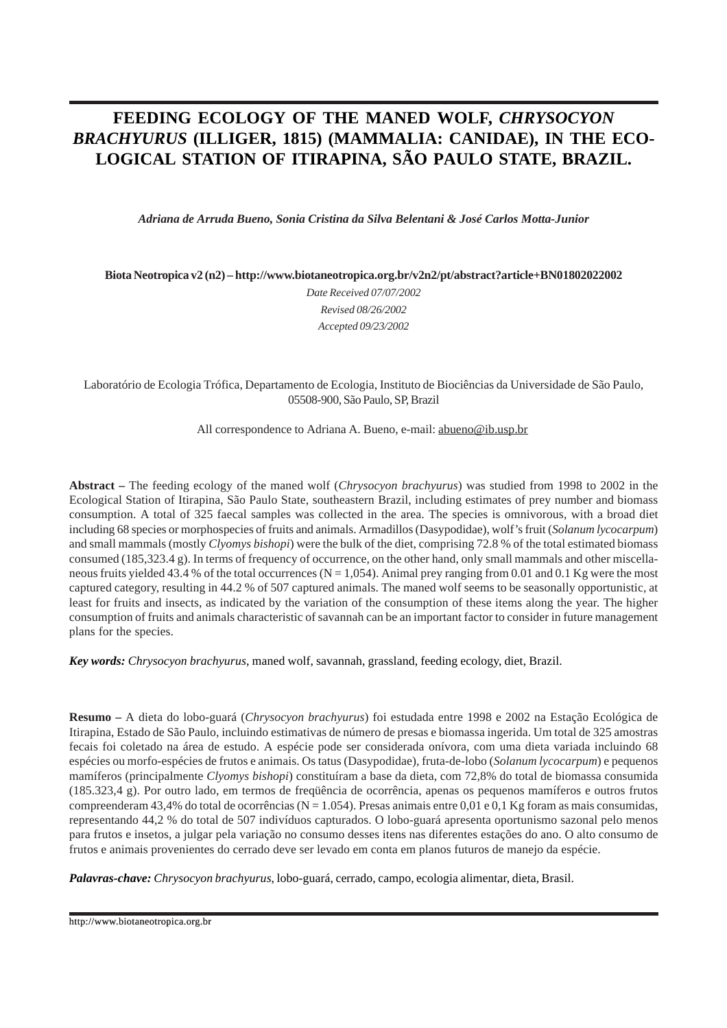# FEEDING ECOLOGY OF THE MANED WOLF, *CHRYSOCYON BRACHYURUS* (ILLIGER, 1815) (MAMMALIA: CANIDAE), IN THE ECOLOGICAL STATION OF ITIRAPINA, SÃO PAULO STATE, BRAZIL.

***Adriana de Arruda Bueno, Sonia Cristina da Silva Belentani & José Carlos Motta-Junior***

**Biota Neotropica v2 (n2) – http://www.biotaneotropica.org.br/v2n2/pt/abstract?article+BN01802022002**

*Date Received 07/07/2002*
*Revised 08/26/2002*
*Accepted 09/23/2002*

Laboratório de Ecologia Trófica, Departamento de Ecologia, Instituto de Biociências da Universidade de São Paulo, 05508-900, São Paulo, SP, Brazil

All correspondence to Adriana A. Bueno, e-mail: abueno@ib.usp.br

**Abstract –** The feeding ecology of the maned wolf (*Chrysocyon brachyurus*) was studied from 1998 to 2002 in the Ecological Station of Itirapina, São Paulo State, southeastern Brazil, including estimates of prey number and biomass consumption. A total of 325 faecal samples was collected in the area. The species is omnivorous, with a broad diet including 68 species or morphospecies of fruits and animals. Armadillos (Dasypodidae), wolf's fruit (*Solanum lycocarpum*) and small mammals (mostly *Clyomys bishopi*) were the bulk of the diet, comprising 72.8 % of the total estimated biomass consumed (185,323.4 g). In terms of frequency of occurrence, on the other hand, only small mammals and other miscellaneous fruits yielded 43.4 % of the total occurrences (N = 1,054). Animal prey ranging from 0.01 and 0.1 Kg were the most captured category, resulting in 44.2 % of 507 captured animals. The maned wolf seems to be seasonally opportunistic, at least for fruits and insects, as indicated by the variation of the consumption of these items along the year. The higher consumption of fruits and animals characteristic of savannah can be an important factor to consider in future management plans for the species.

***Key words:*** *Chrysocyon brachyurus*, maned wolf, savannah, grassland, feeding ecology, diet, Brazil.

**Resumo –** A dieta do lobo-guará (*Chrysocyon brachyurus*) foi estudada entre 1998 e 2002 na Estação Ecológica de Itirapina, Estado de São Paulo, incluindo estimativas de número de presas e biomassa ingerida. Um total de 325 amostras fecais foi coletado na área de estudo. A espécie pode ser considerada onívora, com uma dieta variada incluindo 68 espécies ou morfo-espécies de frutos e animais. Os tatus (Dasypodidae), fruta-de-lobo (*Solanum lycocarpum*) e pequenos mamíferos (principalmente *Clyomys bishopi*) constituíram a base da dieta, com 72,8% do total de biomassa consumida (185.323,4 g). Por outro lado, em termos de freqüência de ocorrência, apenas os pequenos mamíferos e outros frutos compreenderam 43,4% do total de ocorrências (N = 1.054). Presas animais entre 0,01 e 0,1 Kg foram as mais consumidas, representando 44,2 % do total de 507 indivíduos capturados. O lobo-guará apresenta oportunismo sazonal pelo menos para frutos e insetos, a julgar pela variação no consumo desses itens nas diferentes estações do ano. O alto consumo de frutos e animais provenientes do cerrado deve ser levado em conta em planos futuros de manejo da espécie.

***Palavras-chave:*** *Chrysocyon brachyurus*, lobo-guará, cerrado, campo, ecologia alimentar, dieta, Brasil.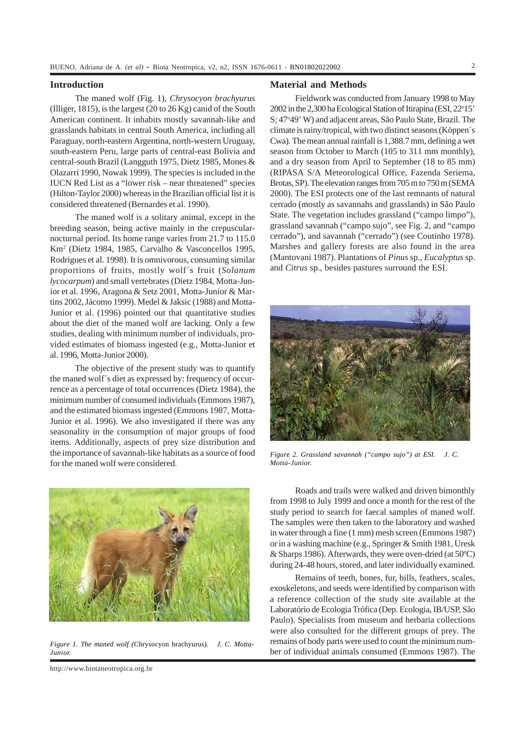## Introduction

The maned wolf (Fig. 1), *Chrysocyon brachyurus* (Illiger, 1815), is the largest (20 to 26 Kg) canid of the South American continent. It inhabits mostly savannah-like and grasslands habitats in central South America, including all Paraguay, north-eastern Argentina, north-western Uruguay, south-eastern Peru, large parts of central-east Bolivia and central-south Brazil (Langguth 1975, Dietz 1985, Mones & Olazarri 1990, Nowak 1999). The species is included in the IUCN Red List as a "lower risk – near threatened" species (Hilton-Taylor 2000) whereas in the Brazilian official list it is considered threatened (Bernardes et al. 1990).

The maned wolf is a solitary animal, except in the breeding season, being active mainly in the crepuscular-nocturnal period. Its home range varies from 21.7 to 115.0 Km$^2$ (Dietz 1984, 1985, Carvalho & Vasconcellos 1995, Rodrigues et al. 1998). It is omnivorous, consuming similar proportions of fruits, mostly wolf´s fruit (*Solanum lycocarpum*) and small vertebrates (Dietz 1984, Motta-Junior et al. 1996, Aragona & Setz 2001, Motta-Junior & Martins 2002, Jácomo 1999). Medel & Jaksic (1988) and Motta-Junior et al. (1996) pointed out that quantitative studies about the diet of the maned wolf are lacking. Only a few studies, dealing with minimum number of individuals, provided estimates of biomass ingested (e.g., Motta-Junior et al. 1996, Motta-Junior 2000).

The objective of the present study was to quantify the maned wolf´s diet as expressed by: frequency of occurrence as a percentage of total occurrences (Dietz 1984), the minimum number of consumed individuals (Emmons 1987), and the estimated biomass ingested (Emmons 1987, Motta-Junior et al. 1996). We also investigated if there was any seasonality in the consumption of major groups of food items. Additionally, aspects of prey size distribution and the importance of savannah-like habitats as a source of food for the maned wolf were considered.

*Figure 1. The maned wolf (*Chrysocyon brachyurus*). J. C. Motta-Junior.*

## Material and Methods

Fieldwork was conducted from January 1998 to May 2002 in the 2,300 ha Ecological Station of Itirapina (ESI, 22°15' S; 47°49' W) and adjacent areas, São Paulo State, Brazil. The climate is rainy/tropical, with two distinct seasons (Köppen´s Cwa). The mean annual rainfall is 1,388.7 mm, defining a wet season from October to March (105 to 311 mm monthly), and a dry season from April to September (18 to 85 mm) (RIPASA S/A Meteorological Office, Fazenda Seriema, Brotas, SP). The elevation ranges from 705 m to 750 m (SEMA 2000). The ESI protects one of the last remnants of natural cerrado (mostly as savannahs and grasslands) in São Paulo State. The vegetation includes grassland ("campo limpo"), grassland savannah ("campo sujo", see Fig. 2, and "campo cerrado"), and savannah ("cerrado") (see Coutinho 1978). Marshes and gallery forests are also found in the area (Mantovani 1987). Plantations of *Pinus* sp., *Eucalyptus* sp. and *Citrus* sp., besides pastures surround the ESI.

*Figure 2. Grassland savannah ("campo sujo") at ESI. J. C. Motta-Junior.*

Roads and trails were walked and driven bimonthly from 1998 to July 1999 and once a month for the rest of the study period to search for faecal samples of maned wolf. The samples were then taken to the laboratory and washed in water through a fine (1 mm) mesh screen (Emmons 1987) or in a washing machine (e.g., Springer & Smith 1981, Uresk & Sharps 1986). Afterwards, they were oven-dried (at 50ºC) during 24-48 hours, stored, and later individually examined.

Remains of teeth, bones, fur, bills, feathers, scales, exoskeletons, and seeds were identified by comparison with a reference collection of the study site available at the Laboratório de Ecologia Trófica (Dep. Ecologia, IB/USP, São Paulo). Specialists from museum and herbaria collections were also consulted for the different groups of prey. The remains of body parts were used to count the minimum number of individual animals consumed (Emmons 1987). The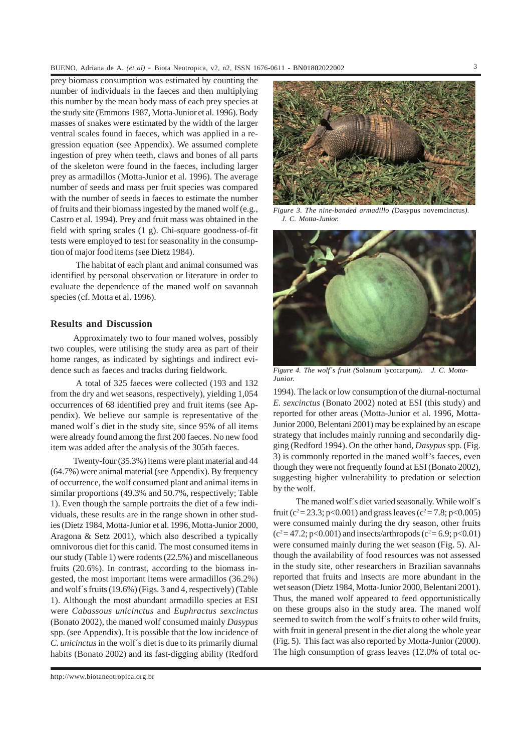prey biomass consumption was estimated by counting the number of individuals in the faeces and then multiplying this number by the mean body mass of each prey species at the study site (Emmons 1987, Motta-Junior et al. 1996). Body masses of snakes were estimated by the width of the larger ventral scales found in faeces, which was applied in a regression equation (see Appendix). We assumed complete ingestion of prey when teeth, claws and bones of all parts of the skeleton were found in the faeces, including larger prey as armadillos (Motta-Junior et al. 1996). The average number of seeds and mass per fruit species was compared with the number of seeds in faeces to estimate the number of fruits and their biomass ingested by the maned wolf (e.g., Castro et al. 1994). Prey and fruit mass was obtained in the field with spring scales (1 g). Chi-square goodness-of-fit tests were employed to test for seasonality in the consumption of major food items (see Dietz 1984).

The habitat of each plant and animal consumed was identified by personal observation or literature in order to evaluate the dependence of the maned wolf on savannah species (cf. Motta et al. 1996).

## Results and Discussion

Approximately two to four maned wolves, possibly two couples, were utilising the study area as part of their home ranges, as indicated by sightings and indirect evidence such as faeces and tracks during fieldwork.

A total of 325 faeces were collected (193 and 132 from the dry and wet seasons, respectively), yielding 1,054 occurrences of 68 identified prey and fruit items (see Appendix). We believe our sample is representative of the maned wolf´s diet in the study site, since 95% of all items were already found among the first 200 faeces. No new food item was added after the analysis of the 305th faeces.

Twenty-four (35.3%) items were plant material and 44 (64.7%) were animal material (see Appendix). By frequency of occurrence, the wolf consumed plant and animal items in similar proportions (49.3% and 50.7%, respectively; Table 1). Even though the sample portraits the diet of a few individuals, these results are in the range shown in other studies (Dietz 1984, Motta-Junior et al. 1996, Motta-Junior 2000, Aragona & Setz 2001), which also described a typically omnivorous diet for this canid. The most consumed items in our study (Table 1) were rodents (22.5%) and miscellaneous fruits (20.6%). In contrast, according to the biomass ingested, the most important items were armadillos (36.2%) and wolf´s fruits (19.6%) (Figs. 3 and 4, respectively) (Table 1). Although the most abundant armadillo species at ESI were *Cabassous unicinctus* and *Euphractus sexcinctus* (Bonato 2002), the maned wolf consumed mainly *Dasypus* spp. (see Appendix). It is possible that the low incidence of *C. unicinctus* in the wolf´s diet is due to its primarily diurnal habits (Bonato 2002) and its fast-digging ability (Redford 1994). The lack or low consumption of the diurnal-nocturnal *E. sexcinctus* (Bonato 2002) noted at ESI (this study) and reported for other areas (Motta-Junior et al. 1996, Motta-Junior 2000, Belentani 2001) may be explained by an escape strategy that includes mainly running and secondarily digging (Redford 1994). On the other hand, *Dasypus* spp. (Fig. 3) is commonly reported in the maned wolf's faeces, even though they were not frequently found at ESI (Bonato 2002), suggesting higher vulnerability to predation or selection by the wolf.

*Figure 3. The nine-banded armadillo (*Dasypus novemcinctus*). J. C. Motta-Junior.*

*Figure 4. The wolf´s fruit (*Solanum lycocarpum*). J. C. Motta-Junior.*

The maned wolf´s diet varied seasonally. While wolf´s fruit ($c^2 = 23.3$; $p<0.001$) and grass leaves ($c^2 = 7.8$; $p<0.005$) were consumed mainly during the dry season, other fruits ($c^2 = 47.2$; $p<0.001$) and insects/arthropods ($c^2 = 6.9$; $p<0.01$) were consumed mainly during the wet season (Fig. 5). Although the availability of food resources was not assessed in the study site, other researchers in Brazilian savannahs reported that fruits and insects are more abundant in the wet season (Dietz 1984, Motta-Junior 2000, Belentani 2001). Thus, the maned wolf appeared to feed opportunistically on these groups also in the study area. The maned wolf seemed to switch from the wolf´s fruits to other wild fruits, with fruit in general present in the diet along the whole year (Fig. 5). This fact was also reported by Motta-Junior (2000). The high consumption of grass leaves (12.0% of total oc-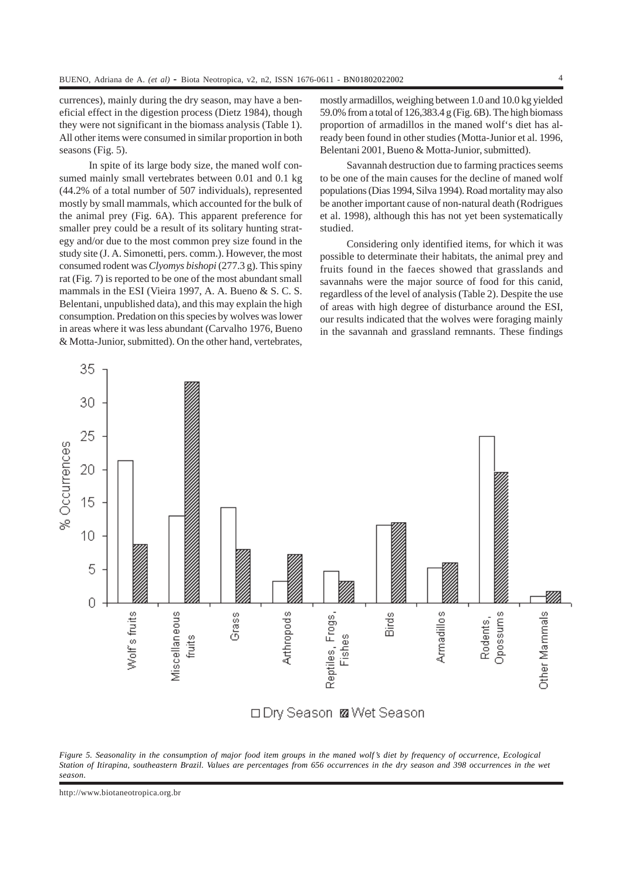currences), mainly during the dry season, may have a beneficial effect in the digestion process (Dietz 1984), though they were not significant in the biomass analysis (Table 1). All other items were consumed in similar proportion in both seasons (Fig. 5).

In spite of its large body size, the maned wolf consumed mainly small vertebrates between 0.01 and 0.1 kg (44.2% of a total number of 507 individuals), represented mostly by small mammals, which accounted for the bulk of the animal prey (Fig. 6A). This apparent preference for smaller prey could be a result of its solitary hunting strategy and/or due to the most common prey size found in the study site (J. A. Simonetti, pers. comm.). However, the most consumed rodent was *Clyomys bishopi* (277.3 g). This spiny rat (Fig. 7) is reported to be one of the most abundant small mammals in the ESI (Vieira 1997, A. A. Bueno & S. C. S. Belentani, unpublished data), and this may explain the high consumption. Predation on this species by wolves was lower in areas where it was less abundant (Carvalho 1976, Bueno & Motta-Junior, submitted). On the other hand, vertebrates, mostly armadillos, weighing between 1.0 and 10.0 kg yielded 59.0% from a total of 126,383.4 g (Fig. 6B). The high biomass proportion of armadillos in the maned wolf's diet has already been found in other studies (Motta-Junior et al. 1996, Belentani 2001, Bueno & Motta-Junior, submitted).

Savannah destruction due to farming practices seems to be one of the main causes for the decline of maned wolf populations (Dias 1994, Silva 1994). Road mortality may also be another important cause of non-natural death (Rodrigues et al. 1998), although this has not yet been systematically studied.

Considering only identified items, for which it was possible to determinate their habitats, the animal prey and fruits found in the faeces showed that grasslands and savannahs were the major source of food for this canid, regardless of the level of analysis (Table 2). Despite the use of areas with high degree of disturbance around the ESI, our results indicated that the wolves were foraging mainly in the savannah and grassland remnants. These findings

*Figure 5. Seasonality in the consumption of major food item groups in the maned wolf's diet by frequency of occurrence, Ecological Station of Itirapina, southeastern Brazil. Values are percentages from 656 occurrences in the dry season and 398 occurrences in the wet season.*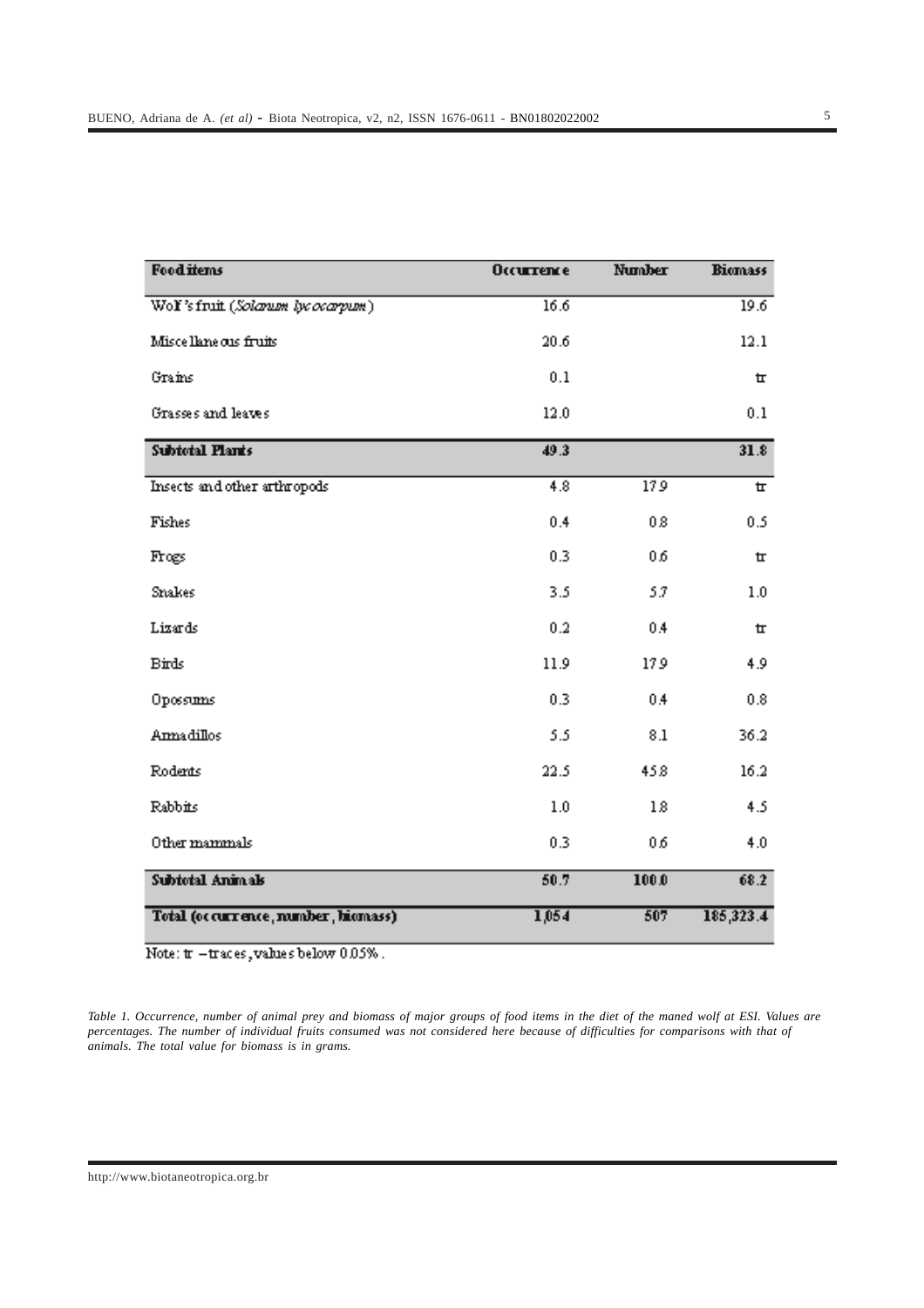| Food items | Occurrence | Number | Biomass |
| --- | --- | --- | --- |
| Wolf's fruit (*Solanum lycocarpum*) | 16.6 | | 19.6 |
| Miscellaneous fruits | 20.6 | | 12.1 |
| Grains | 0.1 | | tr |
| Grasses and leaves | 12.0 | | 0.1 |
| **Subtotal Plants** | **49.3** | | **31.8** |
| Insects and other arthropods | 4.8 | 17.9 | tr |
| Fishes | 0.4 | 0.8 | 0.5 |
| Frogs | 0.3 | 0.6 | tr |
| Snakes | 3.5 | 5.7 | 1.0 |
| Lizards | 0.2 | 0.4 | tr |
| Birds | 11.9 | 17.9 | 4.9 |
| Opossums | 0.3 | 0.4 | 0.8 |
| Armadillos | 5.5 | 8.1 | 36.2 |
| Rodents | 22.5 | 45.8 | 16.2 |
| Rabbits | 1.0 | 1.8 | 4.5 |
| Other mammals | 0.3 | 0.6 | 4.0 |
| **Subtotal Animals** | **50.7** | **100.0** | **68.2** |
| **Total (occurrence, number, biomass)** | **1,054** | **507** | **185,323.4** |

Note: tr – traces, values below 0.05%.

*Table 1. Occurrence, number of animal prey and biomass of major groups of food items in the diet of the maned wolf at ESI. Values are percentages. The number of individual fruits consumed was not considered here because of difficulties for comparisons with that of animals. The total value for biomass is in grams.*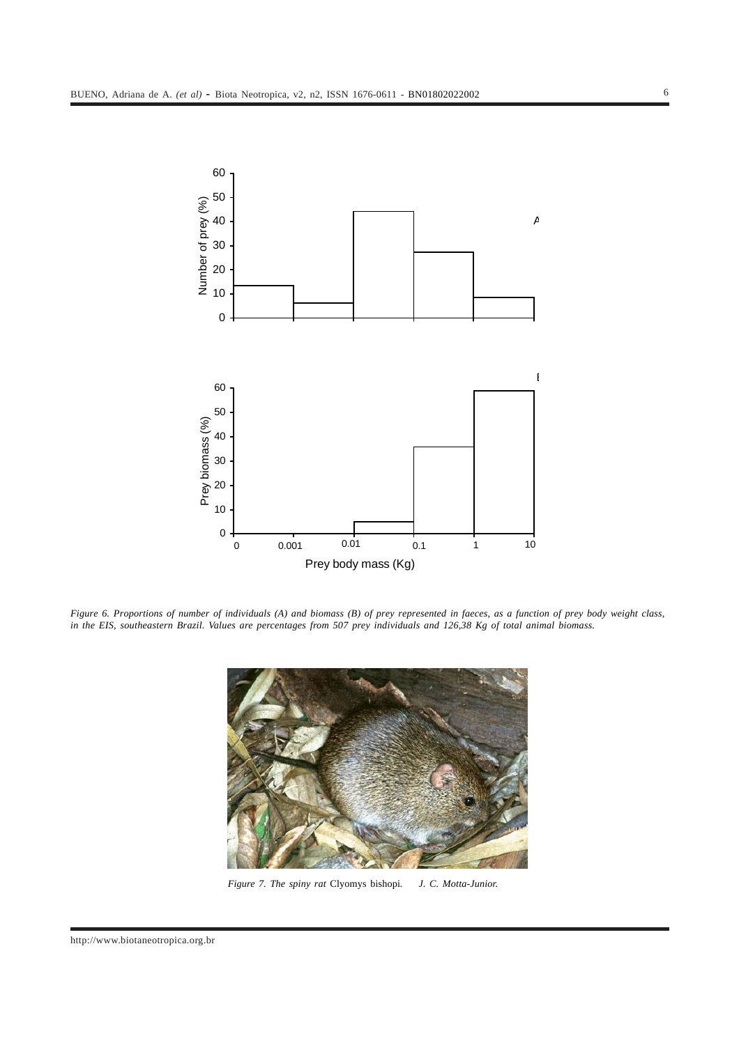*Figure 6. Proportions of number of individuals (A) and biomass (B) of prey represented in faeces, as a function of prey body weight class, in the EIS, southeastern Brazil. Values are percentages from 507 prey individuals and 126,38 Kg of total animal biomass.*

*Figure 7. The spiny rat* Clyomys bishopi. *J. C. Motta-Junior.*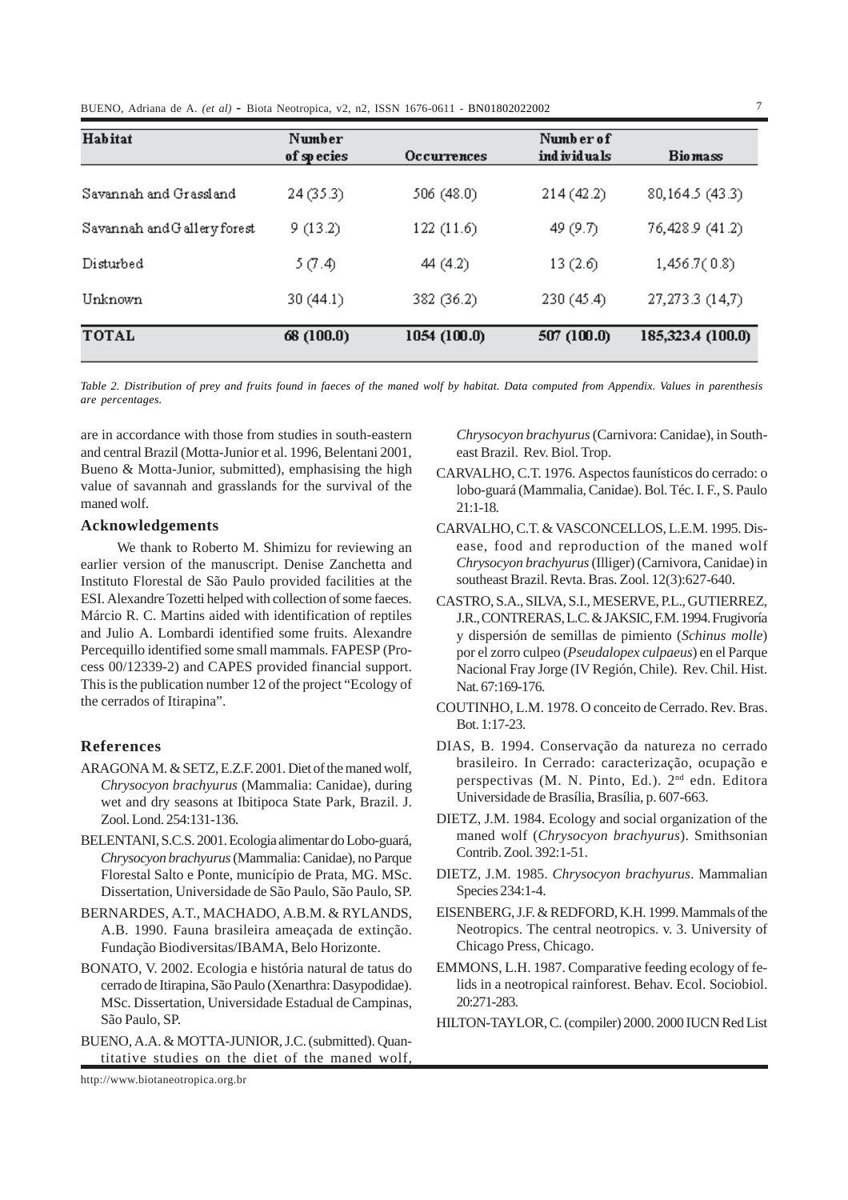| Habitat | Number of species | Occurrences | Number of individuals | Biomass |
|---|---|---|---|---|
| Savannah and Grassland | 24 (35.3) | 506 (48.0) | 214 (42.2) | 80,164.5 (43.3) |
| Savannah and Gallery forest | 9 (13.2) | 122 (11.6) | 49 (9.7) | 76,428.9 (41.2) |
| Disturbed | 5 (7.4) | 44 (4.2) | 13 (2.6) | 1,456.7( 0.8) |
| Unknown | 30 (44.1) | 382 (36.2) | 230 (45.4) | 27,273.3 (14,7) |
| **TOTAL** | **68 (100.0)** | **1054 (100.0)** | **507 (100.0)** | **185,323.4 (100.0)** |

*Table 2. Distribution of prey and fruits found in faeces of the maned wolf by habitat. Data computed from Appendix. Values in parenthesis are percentages.*

are in accordance with those from studies in south-eastern and central Brazil (Motta-Junior et al. 1996, Belentani 2001, Bueno & Motta-Junior, submitted), emphasising the high value of savannah and grasslands for the survival of the maned wolf.

## Acknowledgements

We thank to Roberto M. Shimizu for reviewing an earlier version of the manuscript. Denise Zanchetta and Instituto Florestal de São Paulo provided facilities at the ESI. Alexandre Tozetti helped with collection of some faeces. Márcio R. C. Martins aided with identification of reptiles and Julio A. Lombardi identified some fruits. Alexandre Percequillo identified some small mammals. FAPESP (Process 00/12339-2) and CAPES provided financial support. This is the publication number 12 of the project "Ecology of the cerrados of Itirapina".

## References

ARAGONA M. & SETZ, E.Z.F. 2001. Diet of the maned wolf, *Chrysocyon brachyurus* (Mammalia: Canidae), during wet and dry seasons at Ibitipoca State Park, Brazil. J. Zool. Lond. 254:131-136.

BELENTANI, S.C.S. 2001. Ecologia alimentar do Lobo-guará, *Chrysocyon brachyurus* (Mammalia: Canidae), no Parque Florestal Salto e Ponte, município de Prata, MG. MSc. Dissertation, Universidade de São Paulo, São Paulo, SP.

BERNARDES, A.T., MACHADO, A.B.M. & RYLANDS, A.B. 1990. Fauna brasileira ameaçada de extinção. Fundação Biodiversitas/IBAMA, Belo Horizonte.

BONATO, V. 2002. Ecologia e história natural de tatus do cerrado de Itirapina, São Paulo (Xenarthra: Dasypodidae). MSc. Dissertation, Universidade Estadual de Campinas, São Paulo, SP.

BUENO, A.A. & MOTTA-JUNIOR, J.C. (submitted). Quantitative studies on the diet of the maned wolf, *Chrysocyon brachyurus* (Carnivora: Canidae), in Southeast Brazil. Rev. Biol. Trop.

CARVALHO, C.T. 1976. Aspectos faunísticos do cerrado: o lobo-guará (Mammalia, Canidae). Bol. Téc. I. F., S. Paulo 21:1-18.

CARVALHO, C.T. & VASCONCELLOS, L.E.M. 1995. Disease, food and reproduction of the maned wolf *Chrysocyon brachyurus* (Illiger) (Carnivora, Canidae) in southeast Brazil. Revta. Bras. Zool. 12(3):627-640.

CASTRO, S.A., SILVA, S.I., MESERVE, P.L., GUTIERREZ, J.R., CONTRERAS, L.C. & JAKSIC, F.M. 1994. Frugivoría y dispersión de semillas de pimiento (*Schinus molle*) por el zorro culpeo (*Pseudalopex culpaeus*) en el Parque Nacional Fray Jorge (IV Región, Chile). Rev. Chil. Hist. Nat. 67:169-176.

COUTINHO, L.M. 1978. O conceito de Cerrado. Rev. Bras. Bot. 1:17-23.

DIAS, B. 1994. Conservação da natureza no cerrado brasileiro. In Cerrado: caracterização, ocupação e perspectivas (M. N. Pinto, Ed.). 2nd edn. Editora Universidade de Brasília, Brasília, p. 607-663.

DIETZ, J.M. 1984. Ecology and social organization of the maned wolf (*Chrysocyon brachyurus*). Smithsonian Contrib. Zool. 392:1-51.

DIETZ, J.M. 1985. *Chrysocyon brachyurus*. Mammalian Species 234:1-4.

EISENBERG, J.F. & REDFORD, K.H. 1999. Mammals of the Neotropics. The central neotropics. v. 3. University of Chicago Press, Chicago.

EMMONS, L.H. 1987. Comparative feeding ecology of felids in a neotropical rainforest. Behav. Ecol. Sociobiol. 20:271-283.

HILTON-TAYLOR, C. (compiler) 2000. 2000 IUCN Red List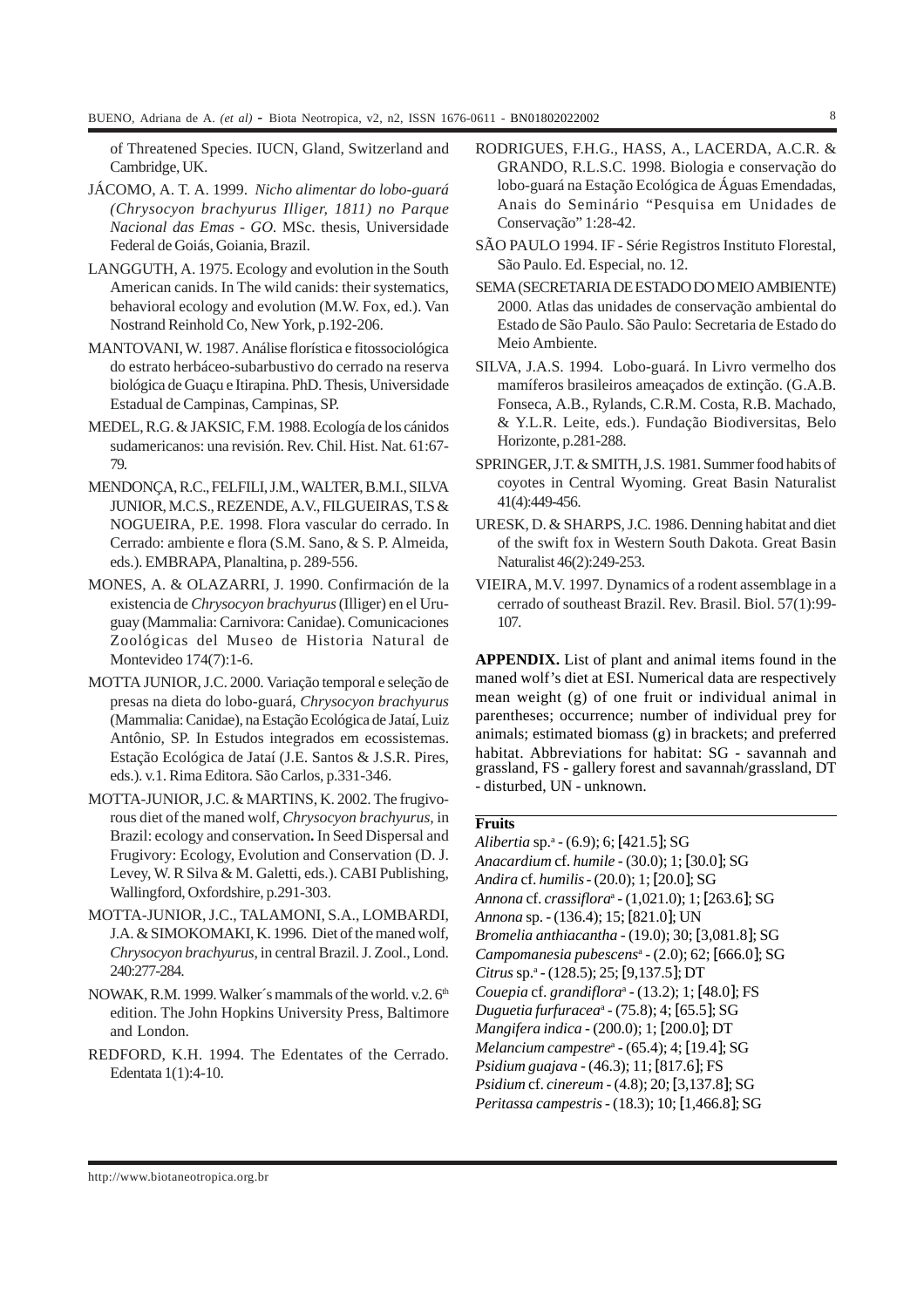of Threatened Species. IUCN, Gland, Switzerland and Cambridge, UK.

JÁCOMO, A. T. A. 1999. *Nicho alimentar do lobo-guará (Chrysocyon brachyurus Illiger, 1811) no Parque Nacional das Emas - GO*. MSc. thesis, Universidade Federal de Goiás, Goiania, Brazil.

LANGGUTH, A. 1975. Ecology and evolution in the South American canids. In The wild canids: their systematics, behavioral ecology and evolution (M.W. Fox, ed.). Van Nostrand Reinhold Co, New York, p.192-206.

MANTOVANI, W. 1987. Análise florística e fitossociológica do estrato herbáceo-subarbustivo do cerrado na reserva biológica de Guaçu e Itirapina. PhD. Thesis, Universidade Estadual de Campinas, Campinas, SP.

MEDEL, R.G. & JAKSIC, F.M. 1988. Ecología de los cánidos sudamericanos: una revisión. Rev. Chil. Hist. Nat. 61:67-79.

MENDONÇA, R.C., FELFILI, J.M., WALTER, B.M.I., SILVA JUNIOR, M.C.S., REZENDE, A.V., FILGUEIRAS, T.S & NOGUEIRA, P.E. 1998. Flora vascular do cerrado. In Cerrado: ambiente e flora (S.M. Sano, & S. P. Almeida, eds.). EMBRAPA, Planaltina, p. 289-556.

MONES, A. & OLAZARRI, J. 1990. Confirmación de la existencia de *Chrysocyon brachyurus* (Illiger) en el Uruguay (Mammalia: Carnivora: Canidae). Comunicaciones Zoológicas del Museo de Historia Natural de Montevideo 174(7):1-6.

MOTTA JUNIOR, J.C. 2000. Variação temporal e seleção de presas na dieta do lobo-guará, *Chrysocyon brachyurus* (Mammalia: Canidae), na Estação Ecológica de Jataí, Luiz Antônio, SP. In Estudos integrados em ecossistemas. Estação Ecológica de Jataí (J.E. Santos & J.S.R. Pires, eds.). v.1. Rima Editora. São Carlos, p.331-346.

MOTTA-JUNIOR, J.C. & MARTINS, K. 2002. The frugivorous diet of the maned wolf, *Chrysocyon brachyurus*, in Brazil: ecology and conservation**.** In Seed Dispersal and Frugivory: Ecology, Evolution and Conservation (D. J. Levey, W. R Silva & M. Galetti, eds.). CABI Publishing, Wallingford, Oxfordshire, p.291-303.

MOTTA-JUNIOR, J.C., TALAMONI, S.A., LOMBARDI, J.A. & SIMOKOMAKI, K. 1996. Diet of the maned wolf, *Chrysocyon brachyurus*, in central Brazil. J. Zool., Lond. 240:277-284.

NOWAK, R.M. 1999. Walker´s mammals of the world. v.2. 6[th] edition. The John Hopkins University Press, Baltimore and London.

REDFORD, K.H. 1994. The Edentates of the Cerrado. Edentata 1(1):4-10.

RODRIGUES, F.H.G., HASS, A., LACERDA, A.C.R. & GRANDO, R.L.S.C. 1998. Biologia e conservação do lobo-guará na Estação Ecológica de Águas Emendadas, Anais do Seminário "Pesquisa em Unidades de Conservação" 1:28-42.

SÃO PAULO 1994. IF - Série Registros Instituto Florestal, São Paulo. Ed. Especial, no. 12.

SEMA (SECRETARIA DE ESTADO DO MEIO AMBIENTE) 2000. Atlas das unidades de conservação ambiental do Estado de São Paulo. São Paulo: Secretaria de Estado do Meio Ambiente.

SILVA, J.A.S. 1994. Lobo-guará. In Livro vermelho dos mamíferos brasileiros ameaçados de extinção. (G.A.B. Fonseca, A.B., Rylands, C.R.M. Costa, R.B. Machado, & Y.L.R. Leite, eds.). Fundação Biodiversitas, Belo Horizonte, p.281-288.

SPRINGER, J.T. & SMITH, J.S. 1981. Summer food habits of coyotes in Central Wyoming. Great Basin Naturalist 41(4):449-456.

URESK, D. & SHARPS, J.C. 1986. Denning habitat and diet of the swift fox in Western South Dakota. Great Basin Naturalist 46(2):249-253.

VIEIRA, M.V. 1997. Dynamics of a rodent assemblage in a cerrado of southeast Brazil. Rev. Brasil. Biol. 57(1):99-107.

**APPENDIX.** List of plant and animal items found in the maned wolf's diet at ESI. Numerical data are respectively mean weight (g) of one fruit or individual animal in parentheses; occurrence; number of individual prey for animals; estimated biomass (g) in brackets; and preferred habitat. Abbreviations for habitat: SG - savannah and grassland, FS - gallery forest and savannah/grassland, DT - disturbed, UN - unknown.

**Fruits**

*Alibertia* sp.[a] - (6.9); 6; [421.5]; SG
*Anacardium* cf. *humile* - (30.0); 1; [30.0]; SG
*Andira* cf. *humilis* - (20.0); 1; [20.0]; SG
*Annona* cf. *crassiflora*[a] - (1,021.0); 1; [263.6]; SG
*Annona* sp. - (136.4); 15; [821.0]; UN
*Bromelia anthiacantha* - (19.0); 30; [3,081.8]; SG
*Campomanesia pubescens*[a] - (2.0); 62; [666.0]; SG
*Citrus* sp.[a] - (128.5); 25; [9,137.5]; DT
*Couepia* cf. *grandiflora*[a] - (13.2); 1; [48.0]; FS
*Duguetia furfuracea*[a] - (75.8); 4; [65.5]; SG
*Mangifera indica* - (200.0); 1; [200.0]; DT
*Melancium campestre*[a] - (65.4); 4; [19.4]; SG
*Psidium guajava* - (46.3); 11; [817.6]; FS
*Psidium* cf. *cinereum* - (4.8); 20; [3,137.8]; SG
*Peritassa campestris* - (18.3); 10; [1,466.8]; SG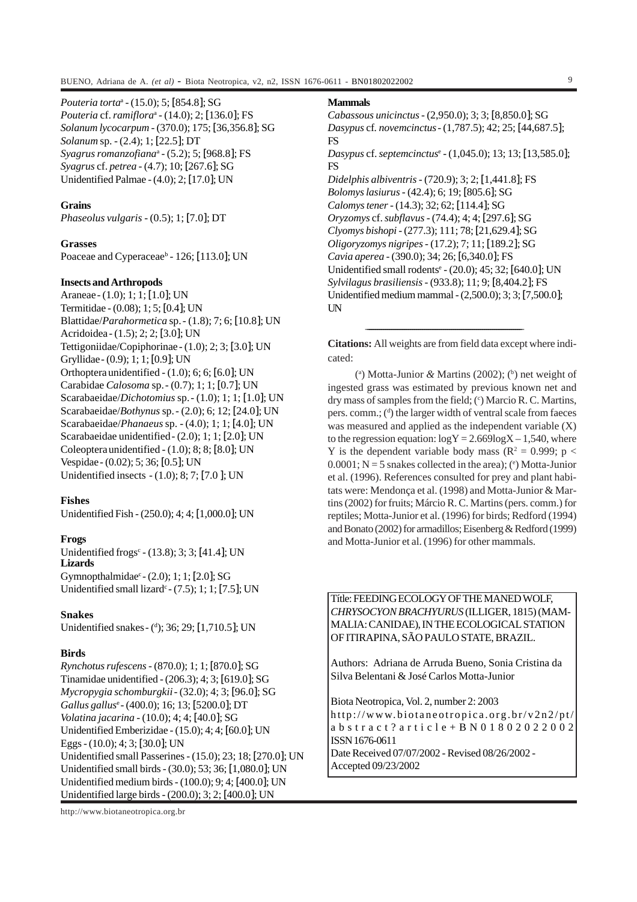*Pouteria torta*[a] - (15.0); 5; [854.8]; SG
*Pouteria* cf. *ramiflora*[a] - (14.0); 2; [136.0]; FS
*Solanum lycocarpum* - (370.0); 175; [36,356.8]; SG
*Solanum* sp. - (2.4); 1; [22.5]; DT
*Syagrus romanzofiana*[a] - (5.2); 5; [968.8]; FS
*Syagrus* cf. *petrea* - (4.7); 10; [267.6]; SG
Unidentified Palmae - (4.0); 2; [17.0]; UN

**Grains**

*Phaseolus vulgaris* - (0.5); 1; [7.0]; DT

**Grasses**

Poaceae and Cyperaceae[b] - 126; [113.0]; UN

**Insects and Arthropods**

Araneae - (1.0); 1; 1; [1.0]; UN
Termitidae - (0.08); 1; 5; [0.4]; UN
Blattidae/*Parahormetica* sp. - (1.8); 7; 6; [10.8]; UN
Acridoidea - (1.5); 2; 2; [3.0]; UN
Tettigoniidae/Copiphorinae - (1.0); 2; 3; [3.0]; UN
Gryllidae - (0.9); 1; 1; [0.9]; UN
Orthoptera unidentified - (1.0); 6; 6; [6.0]; UN
Carabidae *Calosoma* sp. - (0.7); 1; 1; [0.7]; UN
Scarabaeidae/*Dichotomius* sp. - (1.0); 1; 1; [1.0]; UN
Scarabaeidae/*Bothynus* sp. - (2.0); 6; 12; [24.0]; UN
Scarabaeidae/*Phanaeus* sp. - (4.0); 1; 1; [4.0]; UN
Scarabaeidae unidentified - (2.0); 1; 1; [2.0]; UN
Coleoptera unidentified - (1.0); 8; 8; [8.0]; UN
Vespidae - (0.02); 5; 36; [0.5]; UN
Unidentified insects - (1.0); 8; 7; [7.0 ]; UN

**Fishes**

Unidentified Fish - (250.0); 4; 4; [1,000.0]; UN

**Frogs**

Unidentified frogs[c] - (13.8); 3; 3; [41.4]; UN

**Lizards**

Gymnopthalmidae[c] - (2.0); 1; 1; [2.0]; SG
Unidentified small lizard[c] - (7.5); 1; 1; [7.5]; UN

**Snakes**

Unidentified snakes - ([d]); 36; 29; [1,710.5]; UN

**Birds**

*Rynchotus rufescens* - (870.0); 1; 1; [870.0]; SG
Tinamidae unidentified - (206.3); 4; 3; [619.0]; SG
*Mycropygia schomburgkii* - (32.0); 4; 3; [96.0]; SG
*Gallus gallus*[e] - (400.0); 16; 13; [5200.0]; DT
*Volatina jacarina* - (10.0); 4; 4; [40.0]; SG
Unidentified Emberizidae - (15.0); 4; 4; [60.0]; UN
Eggs - (10.0); 4; 3; [30.0]; UN
Unidentified small Passerines - (15.0); 23; 18; [270.0]; UN
Unidentified small birds - (30.0); 53; 36; [1,080.0]; UN
Unidentified medium birds - (100.0); 9; 4; [400.0]; UN
Unidentified large birds - (200.0); 3; 2; [400.0]; UN

**Mammals**

*Cabassous unicinctus* - (2,950.0); 3; 3; [8,850.0]; SG
*Dasypus* cf. *novemcinctus* - (1,787.5); 42; 25; [44,687.5]; FS
*Dasypus* cf. *septemcinctus*[e] - (1,045.0); 13; 13; [13,585.0]; FS
*Didelphis albiventris* - (720.9); 3; 2; [1,441.8]; FS
*Bolomys lasiurus* - (42.4); 6; 19; [805.6]; SG
*Calomys tener* - (14.3); 32; 62; [114.4]; SG
*Oryzomys* cf. *subflavus* - (74.4); 4; 4; [297.6]; SG
*Clyomys bishopi* - (277.3); 111; 78; [21,629.4]; SG
*Oligoryzomys nigripes* - (17.2); 7; 11; [189.2]; SG
*Cavia aperea* - (390.0); 34; 26; [6,340.0]; FS
Unidentified small rodents[e] - (20.0); 45; 32; [640.0]; UN
*Sylvilagus brasiliensis* - (933.8); 11; 9; [8,404.2]; FS
Unidentified medium mammal - (2,500.0); 3; 3; [7,500.0]; UN

---

**Citations:** All weights are from field data except where indicated:

([a]) Motta-Junior & Martins (2002); ([b]) net weight of ingested grass was estimated by previous known net and dry mass of samples from the field; ([c]) Marcio R. C. Martins, pers. comm.; ([d]) the larger width of ventral scale from faeces was measured and applied as the independent variable (X) to the regression equation: $\log Y = 2.669 \log X - 1{,}540$, where Y is the dependent variable body mass ($R^2 = 0.999$; $p < 0.0001$; $N = 5$ snakes collected in the area); ([e]) Motta-Junior et al. (1996). References consulted for prey and plant habitats were: Mendonça et al. (1998) and Motta-Junior & Martins (2002) for fruits; Márcio R. C. Martins (pers. comm.) for reptiles; Motta-Junior et al. (1996) for birds; Redford (1994) and Bonato (2002) for armadillos; Eisenberg & Redford (1999) and Motta-Junior et al. (1996) for other mammals.

Títle: FEEDING ECOLOGY OF THE MANED WOLF, *CHRYSOCYON BRACHYURUS* (ILLIGER, 1815) (MAMMALIA: CANIDAE), IN THE ECOLOGICAL STATION OF ITIRAPINA, SÃO PAULO STATE, BRAZIL.

Authors: Adriana de Arruda Bueno, Sonia Cristina da Silva Belentani & José Carlos Motta-Junior

Biota Neotropica, Vol. 2, number 2: 2003
http://www.biotaneotropica.org.br/v2n2/pt/abstract?article+BN01802022002
ISSN 1676-0611
Date Received 07/07/2002 - Revised 08/26/2002 - Accepted 09/23/2002